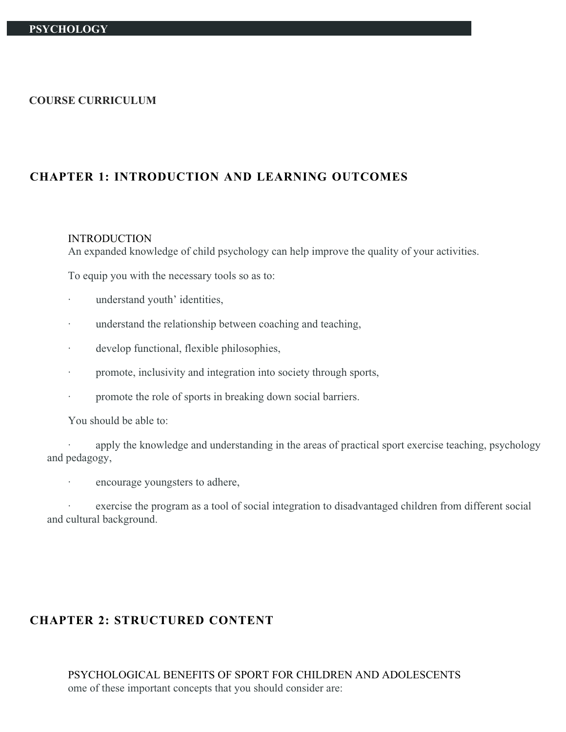**PSYCHOLOGY**

**COURSE CURRICULUM**

## CHAPTER 1: INTRODUCTION AND LEARNING OUTCOMES

INTRODUCTION

An expanded knowledge of child psychology can help improve the quality of your activities.

To equip you with the necessary tools so as to:

- understand youth' identities,
- understand the relationship between coaching and teaching,
- develop functional, flexible philosophies,
- promote, inclusivity and integration into society through sports,
- promote the role of sports in breaking down social barriers.

You should be able to:

- apply the knowledge and understanding in the areas of practical sport exercise teaching, psychology and pedagogy,
- encourage youngsters to adhere,
- exercise the program as a tool of social integration to disadvantaged children from different social and cultural background.

## CHAPTER 2: STRUCTURED CONTENT

PSYCHOLOGICAL BENEFITS OF SPORT FOR CHILDREN AND ADOLESCENTS

ome of these important concepts that you should consider are: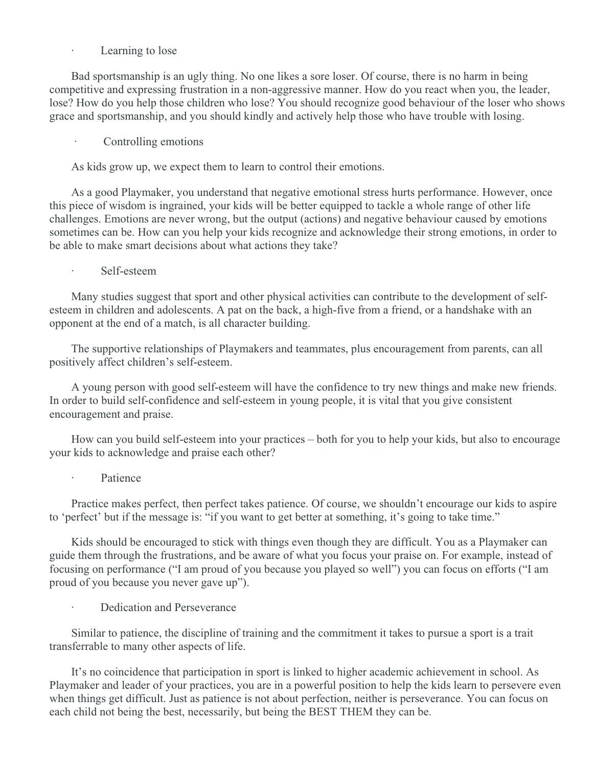- Learning to lose

Bad sportsmanship is an ugly thing. No one likes a sore loser. Of course, there is no harm in being competitive and expressing frustration in a non-aggressive manner. How do you react when you, the leader, lose? How do you help those children who lose? You should recognize good behaviour of the loser who shows grace and sportsmanship, and you should kindly and actively help those who have trouble with losing.

- Controlling emotions

As kids grow up, we expect them to learn to control their emotions.

As a good Playmaker, you understand that negative emotional stress hurts performance. However, once this piece of wisdom is ingrained, your kids will be better equipped to tackle a whole range of other life challenges. Emotions are never wrong, but the output (actions) and negative behaviour caused by emotions sometimes can be. How can you help your kids recognize and acknowledge their strong emotions, in order to be able to make smart decisions about what actions they take?

- Self-esteem

Many studies suggest that sport and other physical activities can contribute to the development of self-esteem in children and adolescents. A pat on the back, a high-five from a friend, or a handshake with an opponent at the end of a match, is all character building.

The supportive relationships of Playmakers and teammates, plus encouragement from parents, can all positively affect children's self-esteem.

A young person with good self-esteem will have the confidence to try new things and make new friends. In order to build self-confidence and self-esteem in young people, it is vital that you give consistent encouragement and praise.

How can you build self-esteem into your practices – both for you to help your kids, but also to encourage your kids to acknowledge and praise each other?

- Patience

Practice makes perfect, then perfect takes patience. Of course, we shouldn't encourage our kids to aspire to 'perfect' but if the message is: "if you want to get better at something, it's going to take time."

Kids should be encouraged to stick with things even though they are difficult. You as a Playmaker can guide them through the frustrations, and be aware of what you focus your praise on. For example, instead of focusing on performance ("I am proud of you because you played so well") you can focus on efforts ("I am proud of you because you never gave up").

- Dedication and Perseverance

Similar to patience, the discipline of training and the commitment it takes to pursue a sport is a trait transferrable to many other aspects of life.

It's no coincidence that participation in sport is linked to higher academic achievement in school. As Playmaker and leader of your practices, you are in a powerful position to help the kids learn to persevere even when things get difficult. Just as patience is not about perfection, neither is perseverance. You can focus on each child not being the best, necessarily, but being the BEST THEM they can be.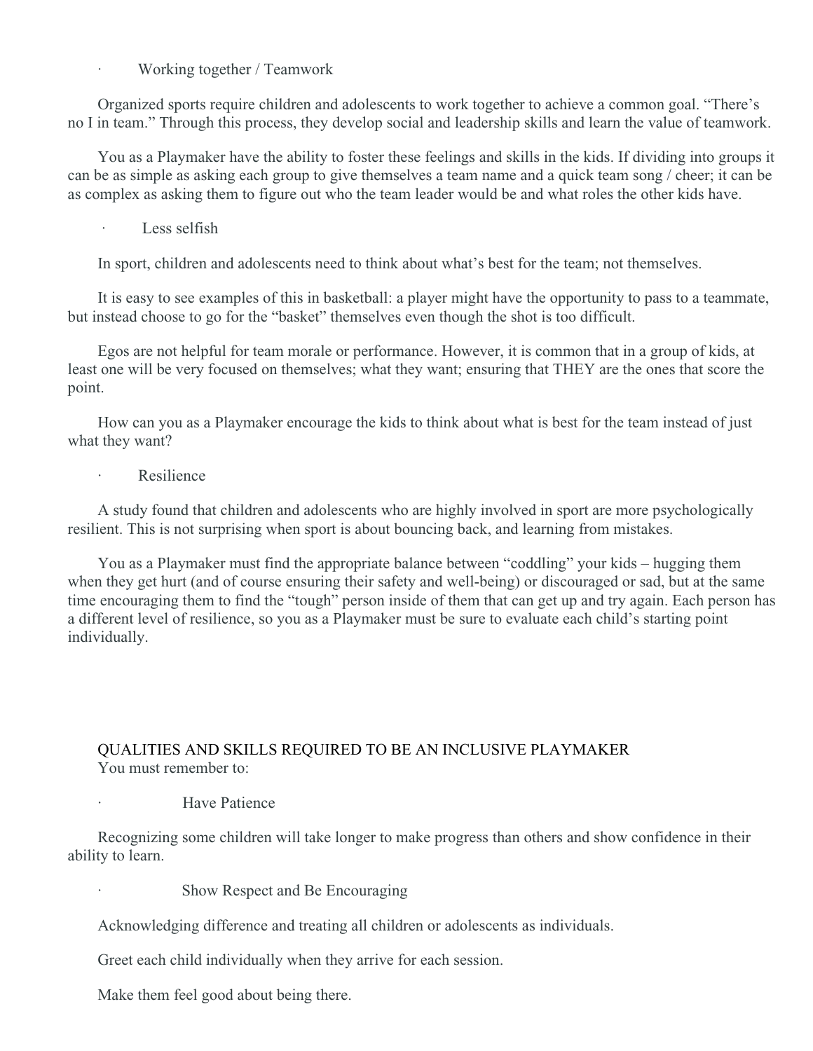- Working together / Teamwork

Organized sports require children and adolescents to work together to achieve a common goal. "There's no I in team." Through this process, they develop social and leadership skills and learn the value of teamwork.

You as a Playmaker have the ability to foster these feelings and skills in the kids. If dividing into groups it can be as simple as asking each group to give themselves a team name and a quick team song / cheer; it can be as complex as asking them to figure out who the team leader would be and what roles the other kids have.

- Less selfish

In sport, children and adolescents need to think about what's best for the team; not themselves.

It is easy to see examples of this in basketball: a player might have the opportunity to pass to a teammate, but instead choose to go for the "basket" themselves even though the shot is too difficult.

Egos are not helpful for team morale or performance. However, it is common that in a group of kids, at least one will be very focused on themselves; what they want; ensuring that THEY are the ones that score the point.

How can you as a Playmaker encourage the kids to think about what is best for the team instead of just what they want?

- Resilience

A study found that children and adolescents who are highly involved in sport are more psychologically resilient. This is not surprising when sport is about bouncing back, and learning from mistakes.

You as a Playmaker must find the appropriate balance between "coddling" your kids – hugging them when they get hurt (and of course ensuring their safety and well-being) or discouraged or sad, but at the same time encouraging them to find the "tough" person inside of them that can get up and try again. Each person has a different level of resilience, so you as a Playmaker must be sure to evaluate each child's starting point individually.

## QUALITIES AND SKILLS REQUIRED TO BE AN INCLUSIVE PLAYMAKER

You must remember to:

- Have Patience

Recognizing some children will take longer to make progress than others and show confidence in their ability to learn.

- Show Respect and Be Encouraging

Acknowledging difference and treating all children or adolescents as individuals.

Greet each child individually when they arrive for each session.

Make them feel good about being there.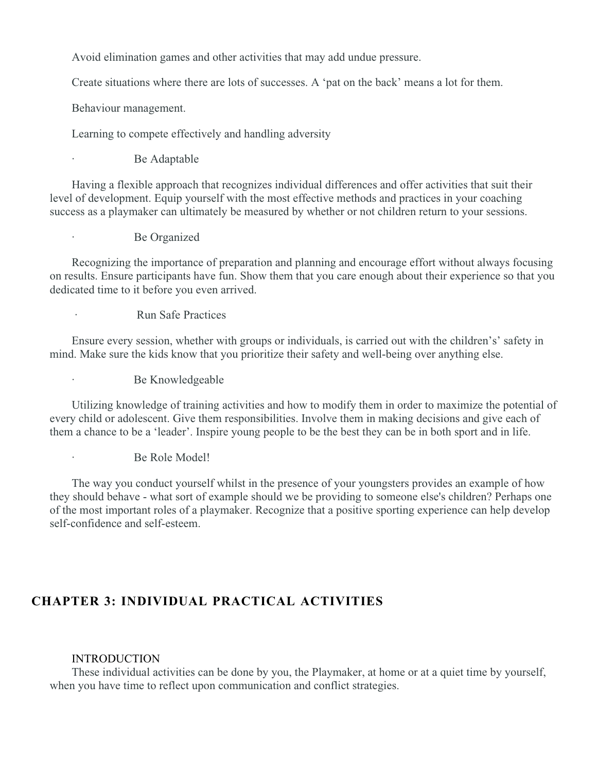Avoid elimination games and other activities that may add undue pressure.

Create situations where there are lots of successes. A ‘pat on the back’ means a lot for them.

Behaviour management.

Learning to compete effectively and handling adversity

- Be Adaptable

Having a flexible approach that recognizes individual differences and offer activities that suit their level of development. Equip yourself with the most effective methods and practices in your coaching success as a playmaker can ultimately be measured by whether or not children return to your sessions.

- Be Organized

Recognizing the importance of preparation and planning and encourage effort without always focusing on results. Ensure participants have fun. Show them that you care enough about their experience so that you dedicated time to it before you even arrived.

- Run Safe Practices

Ensure every session, whether with groups or individuals, is carried out with the children’s’ safety in mind. Make sure the kids know that you prioritize their safety and well-being over anything else.

- Be Knowledgeable

Utilizing knowledge of training activities and how to modify them in order to maximize the potential of every child or adolescent. Give them responsibilities. Involve them in making decisions and give each of them a chance to be a ‘leader’. Inspire young people to be the best they can be in both sport and in life.

- Be Role Model!

The way you conduct yourself whilst in the presence of your youngsters provides an example of how they should behave - what sort of example should we be providing to someone else's children? Perhaps one of the most important roles of a playmaker. Recognize that a positive sporting experience can help develop self-confidence and self-esteem.

## CHAPTER 3: INDIVIDUAL PRACTICAL ACTIVITIES

INTRODUCTION

These individual activities can be done by you, the Playmaker, at home or at a quiet time by yourself, when you have time to reflect upon communication and conflict strategies.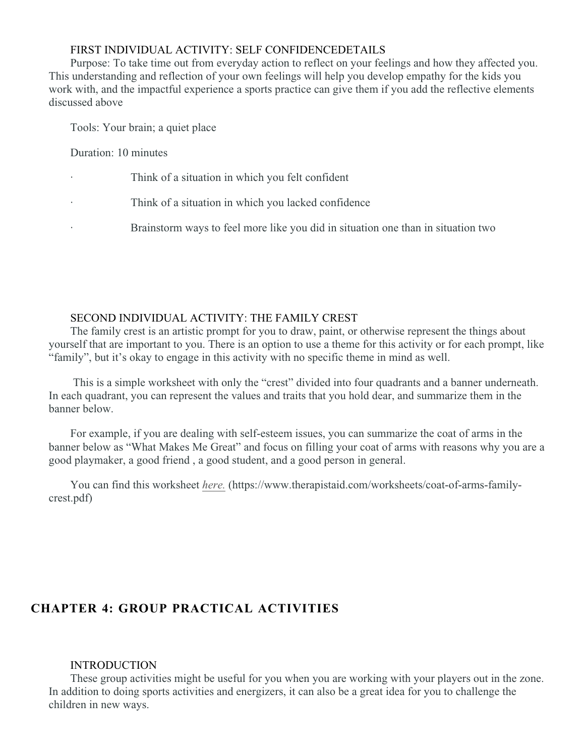### FIRST INDIVIDUAL ACTIVITY: SELF CONFIDENCEDETAILS

Purpose: To take time out from everyday action to reflect on your feelings and how they affected you. This understanding and reflection of your own feelings will help you develop empathy for the kids you work with, and the impactful experience a sports practice can give them if you add the reflective elements discussed above

Tools: Your brain; a quiet place

Duration: 10 minutes

- Think of a situation in which you felt confident
- Think of a situation in which you lacked confidence
- Brainstorm ways to feel more like you did in situation one than in situation two

### SECOND INDIVIDUAL ACTIVITY: THE FAMILY CREST

The family crest is an artistic prompt for you to draw, paint, or otherwise represent the things about yourself that are important to you. There is an option to use a theme for this activity or for each prompt, like "family", but it's okay to engage in this activity with no specific theme in mind as well.

This is a simple worksheet with only the "crest" divided into four quadrants and a banner underneath. In each quadrant, you can represent the values and traits that you hold dear, and summarize them in the banner below.

For example, if you are dealing with self-esteem issues, you can summarize the coat of arms in the banner below as "What Makes Me Great" and focus on filling your coat of arms with reasons why you are a good playmaker, a good friend , a good student, and a good person in general.

You can find this worksheet *here.* (https://www.therapistaid.com/worksheets/coat-of-arms-family-crest.pdf)

## CHAPTER 4: GROUP PRACTICAL ACTIVITIES

### INTRODUCTION

These group activities might be useful for you when you are working with your players out in the zone. In addition to doing sports activities and energizers, it can also be a great idea for you to challenge the children in new ways.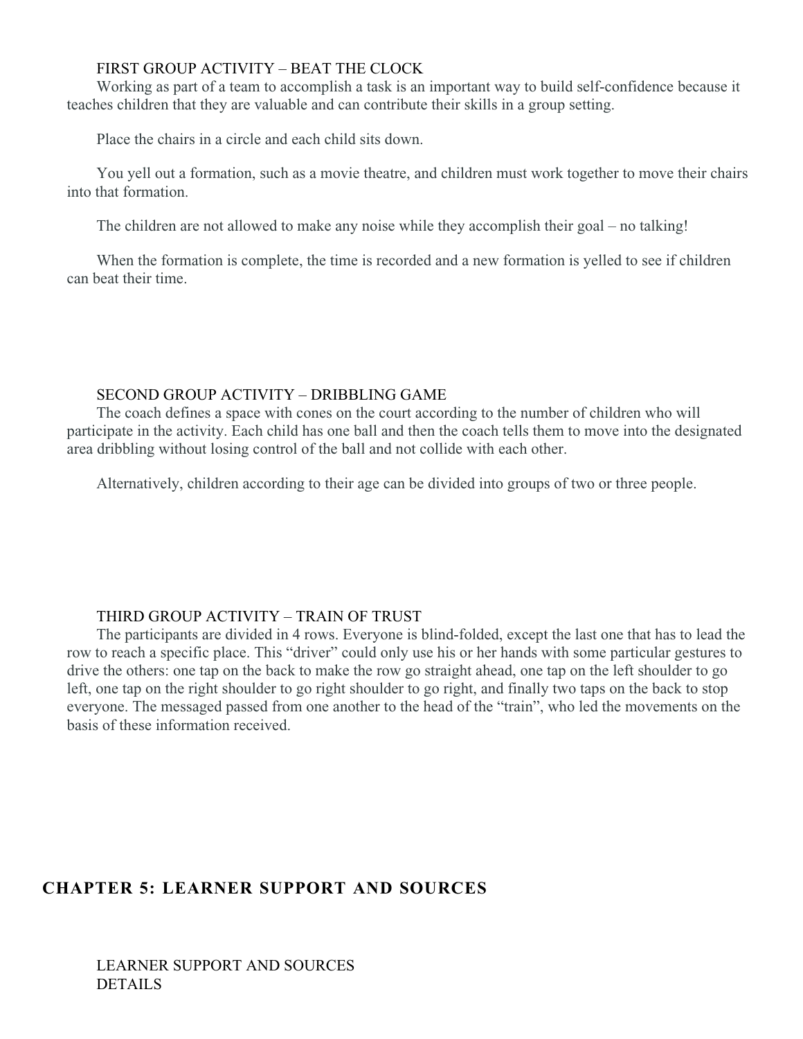FIRST GROUP ACTIVITY – BEAT THE CLOCK

Working as part of a team to accomplish a task is an important way to build self-confidence because it teaches children that they are valuable and can contribute their skills in a group setting.

Place the chairs in a circle and each child sits down.

You yell out a formation, such as a movie theatre, and children must work together to move their chairs into that formation.

The children are not allowed to make any noise while they accomplish their goal – no talking!

When the formation is complete, the time is recorded and a new formation is yelled to see if children can beat their time.

SECOND GROUP ACTIVITY – DRIBBLING GAME

The coach defines a space with cones on the court according to the number of children who will participate in the activity. Each child has one ball and then the coach tells them to move into the designated area dribbling without losing control of the ball and not collide with each other.

Alternatively, children according to their age can be divided into groups of two or three people.

THIRD GROUP ACTIVITY – TRAIN OF TRUST

The participants are divided in 4 rows. Everyone is blind-folded, except the last one that has to lead the row to reach a specific place. This “driver” could only use his or her hands with some particular gestures to drive the others: one tap on the back to make the row go straight ahead, one tap on the left shoulder to go left, one tap on the right shoulder to go right shoulder to go right, and finally two taps on the back to stop everyone. The messaged passed from one another to the head of the “train”, who led the movements on the basis of these information received.

## CHAPTER 5: LEARNER SUPPORT AND SOURCES

LEARNER SUPPORT AND SOURCES
DETAILS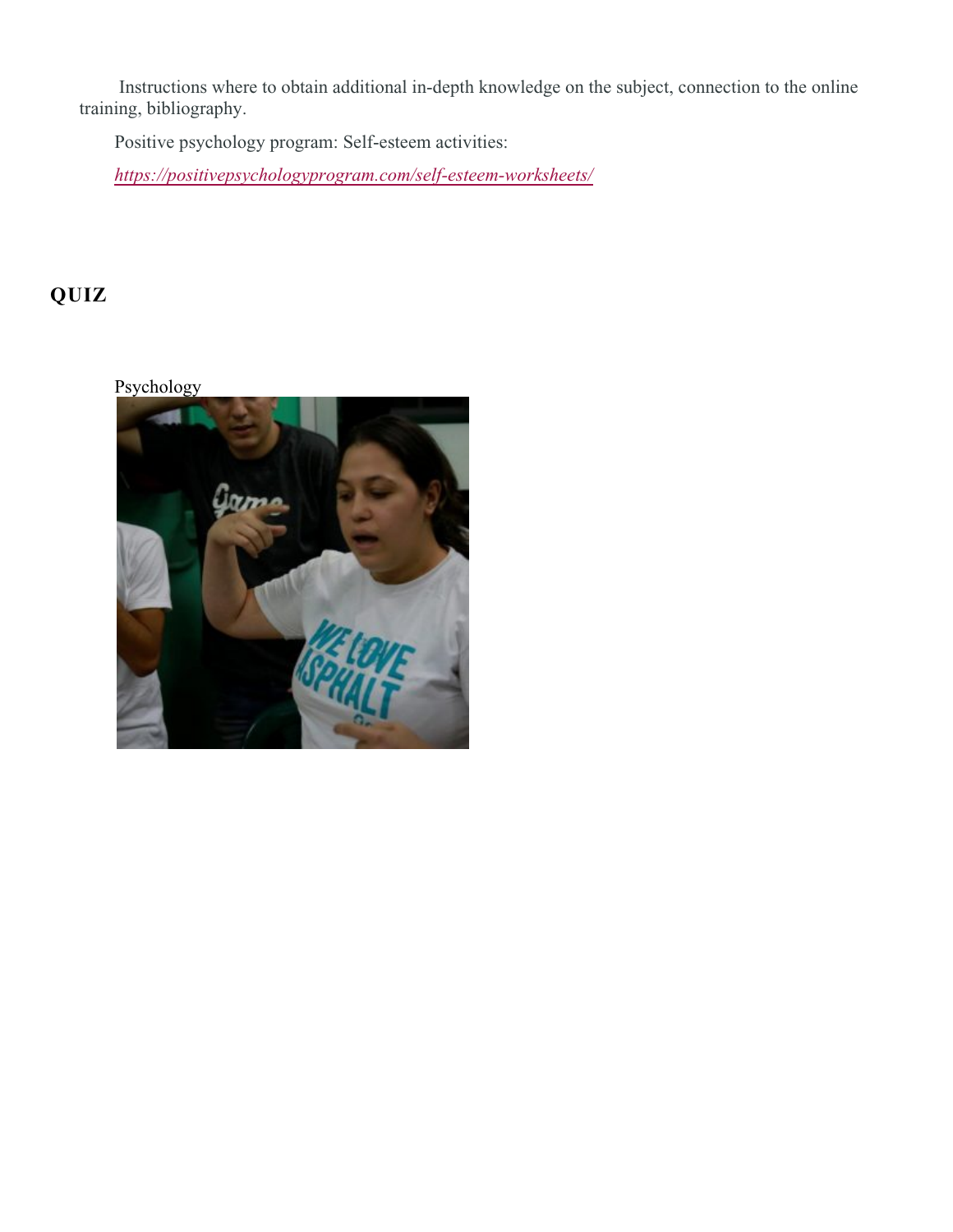Instructions where to obtain additional in-depth knowledge on the subject, connection to the online training, bibliography.

Positive psychology program: Self-esteem activities:

*https://positivepsychologyprogram.com/self-esteem-worksheets/*

## QUIZ

Psychology